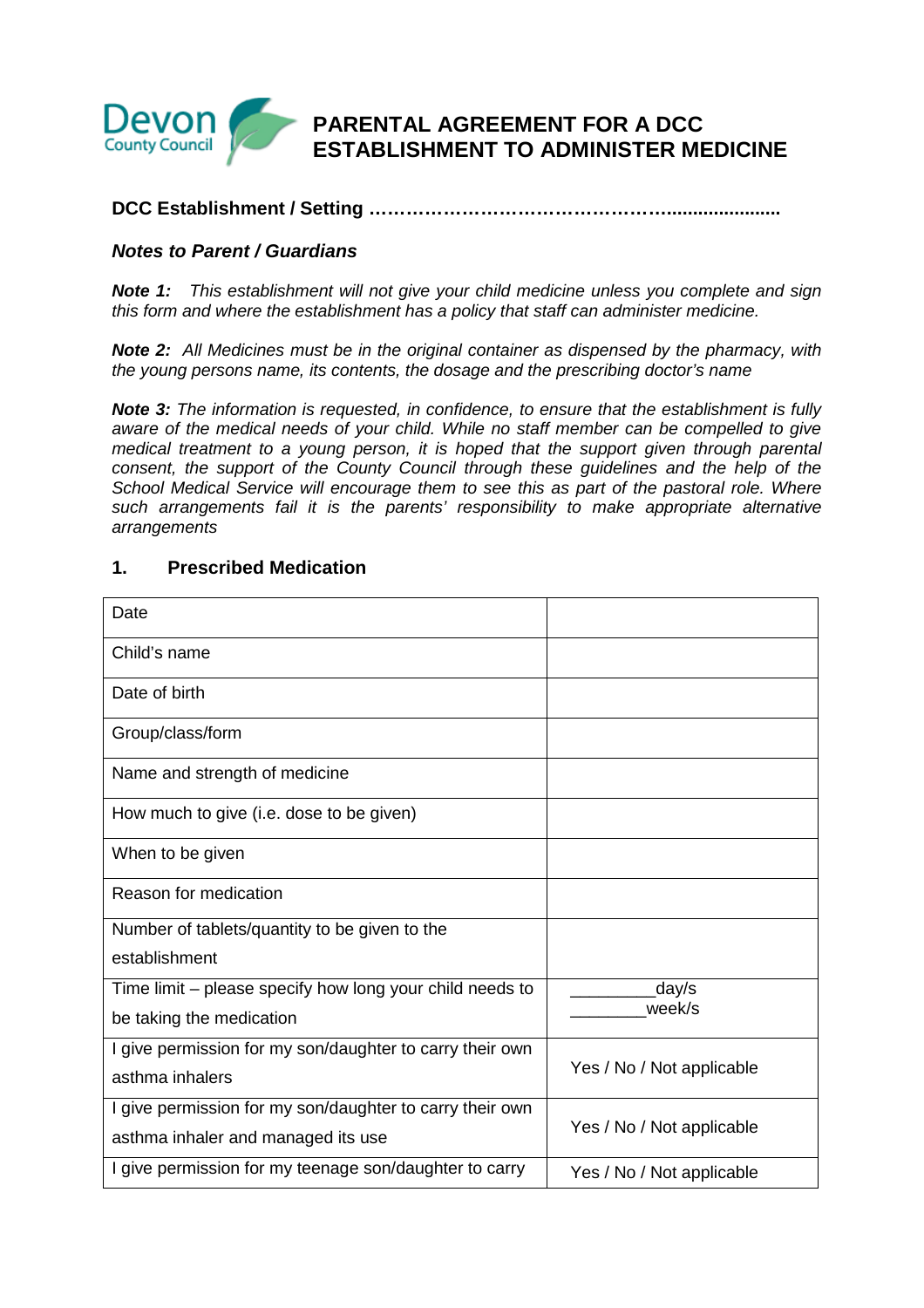# PARENTAL AGREEMENT FOR A DCC ESTABLISHMENT TO ADMINISTER MEDICINE

**DCC Establishment / Setting ……………………………………………......................**

***Notes to Parent / Guardians***

***Note 1:*** *This establishment will not give your child medicine unless you complete and sign this form and where the establishment has a policy that staff can administer medicine.*

***Note 2:*** *All Medicines must be in the original container as dispensed by the pharmacy, with the young persons name, its contents, the dosage and the prescribing doctor's name*

***Note 3:*** *The information is requested, in confidence, to ensure that the establishment is fully aware of the medical needs of your child. While no staff member can be compelled to give medical treatment to a young person, it is hoped that the support given through parental consent, the support of the County Council through these guidelines and the help of the School Medical Service will encourage them to see this as part of the pastoral role. Where such arrangements fail it is the parents' responsibility to make appropriate alternative arrangements*

## 1. Prescribed Medication

| | |
|---|---|
| Date | |
| Child's name | |
| Date of birth | |
| Group/class/form | |
| Name and strength of medicine | |
| How much to give (i.e. dose to be given) | |
| When to be given | |
| Reason for medication | |
| Number of tablets/quantity to be given to the establishment | |
| Time limit – please specify how long your child needs to be taking the medication | _________day/s<br>________week/s |
| I give permission for my son/daughter to carry their own asthma inhalers | Yes / No / Not applicable |
| I give permission for my son/daughter to carry their own asthma inhaler and managed its use | Yes / No / Not applicable |
| I give permission for my teenage son/daughter to carry | Yes / No / Not applicable |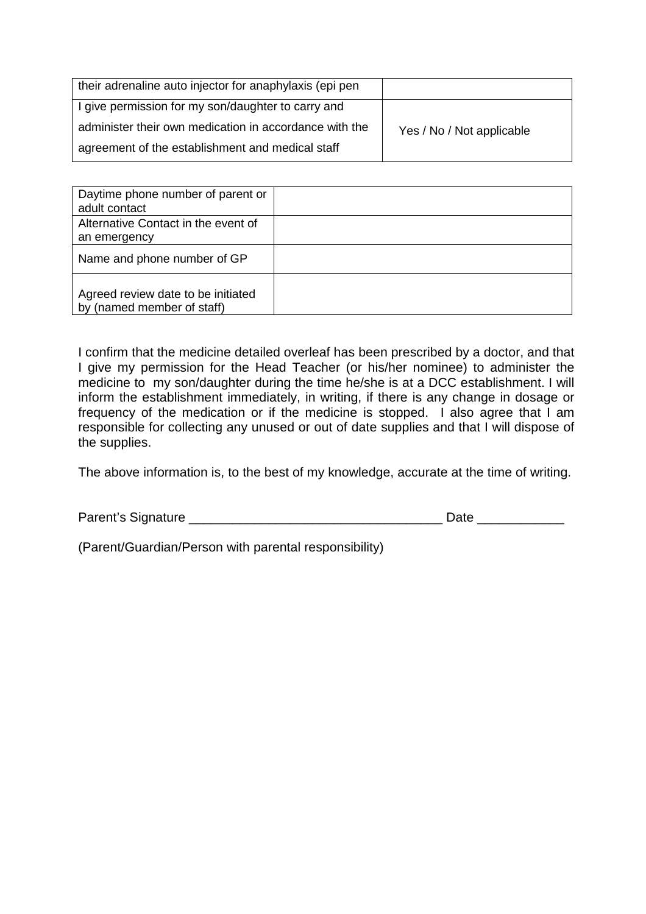| | |
|---|---|
| their adrenaline auto injector for anaphylaxis (epi pen | |
| I give permission for my son/daughter to carry and administer their own medication in accordance with the agreement of the establishment and medical staff | Yes / No / Not applicable |

| | |
|---|---|
| Daytime phone number of parent or adult contact | |
| Alternative Contact in the event of an emergency | |
| Name and phone number of GP | |
| Agreed review date to be initiated by (named member of staff) | |

I confirm that the medicine detailed overleaf has been prescribed by a doctor, and that I give my permission for the Head Teacher (or his/her nominee) to administer the medicine to my son/daughter during the time he/she is at a DCC establishment. I will inform the establishment immediately, in writing, if there is any change in dosage or frequency of the medication or if the medicine is stopped. I also agree that I am responsible for collecting any unused or out of date supplies and that I will dispose of the supplies.

The above information is, to the best of my knowledge, accurate at the time of writing.

Parent's Signature ___________________________________ Date ____________

(Parent/Guardian/Person with parental responsibility)